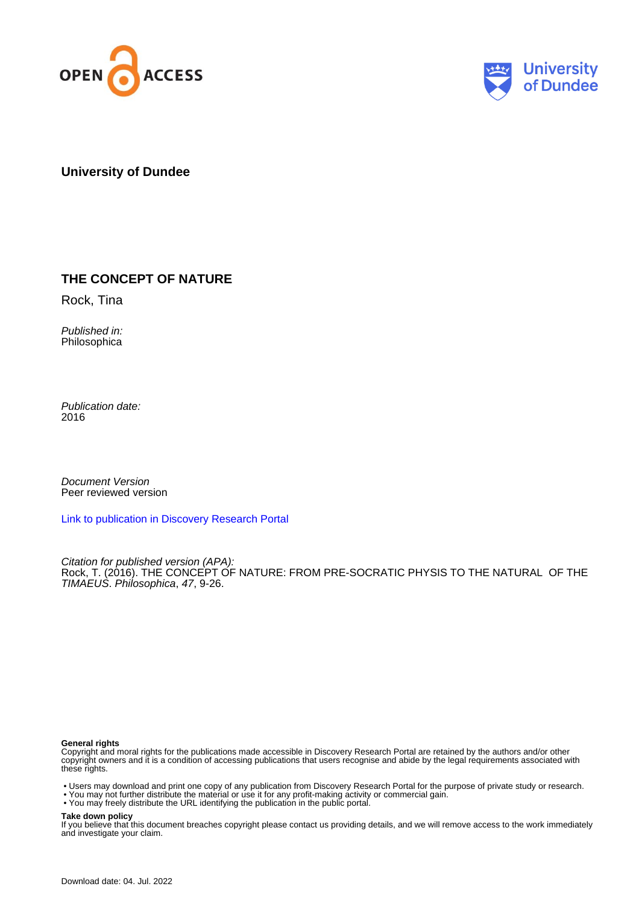OPEN ACCESS

University of Dundee

**University of Dundee**

## THE CONCEPT OF NATURE

Rock, Tina

*Published in:*
Philosophica

*Publication date:*
2016

*Document Version*
Peer reviewed version

[Link to publication in Discovery Research Portal](#)

*Citation for published version (APA):*
Rock, T. (2016). THE CONCEPT OF NATURE: FROM PRE-SOCRATIC PHYSIS TO THE NATURAL OF THE *TIMAEUS*. *Philosophica*, *47*, 9-26.

**General rights**
Copyright and moral rights for the publications made accessible in Discovery Research Portal are retained by the authors and/or other copyright owners and it is a condition of accessing publications that users recognise and abide by the legal requirements associated with these rights.

- Users may download and print one copy of any publication from Discovery Research Portal for the purpose of private study or research.
- You may not further distribute the material or use it for any profit-making activity or commercial gain.
- You may freely distribute the URL identifying the publication in the public portal.

**Take down policy**
If you believe that this document breaches copyright please contact us providing details, and we will remove access to the work immediately and investigate your claim.

Download date: 04. Jul. 2022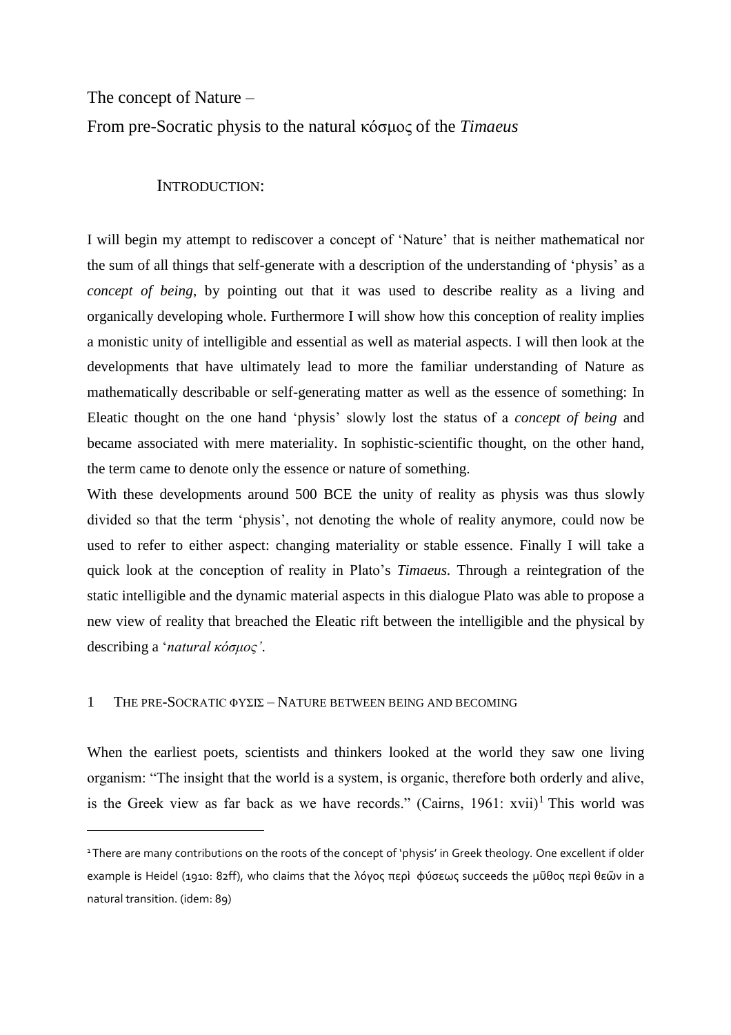The concept of Nature –

From pre-Socratic physis to the natural κόσμος of the *Timaeus*

## INTRODUCTION:

I will begin my attempt to rediscover a concept of 'Nature' that is neither mathematical nor the sum of all things that self-generate with a description of the understanding of 'physis' as a *concept of being*, by pointing out that it was used to describe reality as a living and organically developing whole. Furthermore I will show how this conception of reality implies a monistic unity of intelligible and essential as well as material aspects. I will then look at the developments that have ultimately lead to more the familiar understanding of Nature as mathematically describable or self-generating matter as well as the essence of something: In Eleatic thought on the one hand 'physis' slowly lost the status of a *concept of being* and became associated with mere materiality. In sophistic-scientific thought, on the other hand, the term came to denote only the essence or nature of something.

With these developments around 500 BCE the unity of reality as physis was thus slowly divided so that the term 'physis', not denoting the whole of reality anymore, could now be used to refer to either aspect: changing materiality or stable essence. Finally I will take a quick look at the conception of reality in Plato's *Timaeus.* Through a reintegration of the static intelligible and the dynamic material aspects in this dialogue Plato was able to propose a new view of reality that breached the Eleatic rift between the intelligible and the physical by describing a '*natural κόσμος'*.

## 1 THE PRE-SOCRATIC ΦΥΣΙΣ – NATURE BETWEEN BEING AND BECOMING

When the earliest poets, scientists and thinkers looked at the world they saw one living organism: "The insight that the world is a system, is organic, therefore both orderly and alive, is the Greek view as far back as we have records." (Cairns, 1961: xvii)[1] This world was

---

[1] There are many contributions on the roots of the concept of 'physis' in Greek theology. One excellent if older example is Heidel (1910: 82ff), who claims that the λόγος περὶ φύσεως succeeds the μῦθος περὶ θεῶν in a natural transition. (idem: 89)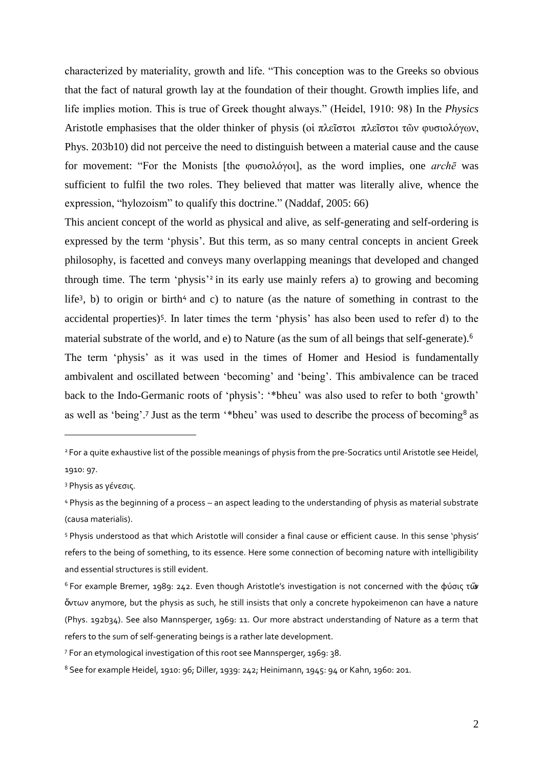characterized by materiality, growth and life. "This conception was to the Greeks so obvious that the fact of natural growth lay at the foundation of their thought. Growth implies life, and life implies motion. This is true of Greek thought always." (Heidel, 1910: 98) In the *Physics* Aristotle emphasises that the older thinker of physis (οἱ πλεῖστοι πλεῖστοι τῶν φυσιολόγων, Phys. 203b10) did not perceive the need to distinguish between a material cause and the cause for movement: "For the Monists [the φυσιολόγοι], as the word implies, one *archē* was sufficient to fulfil the two roles. They believed that matter was literally alive, whence the expression, "hylozoism" to qualify this doctrine." (Naddaf, 2005: 66)

This ancient concept of the world as physical and alive, as self-generating and self-ordering is expressed by the term 'physis'. But this term, as so many central concepts in ancient Greek philosophy, is facetted and conveys many overlapping meanings that developed and changed through time. The term 'physis'[2] in its early use mainly refers a) to growing and becoming life[3], b) to origin or birth[4] and c) to nature (as the nature of something in contrast to the accidental properties)[5]. In later times the term 'physis' has also been used to refer d) to the material substrate of the world, and e) to Nature (as the sum of all beings that self-generate).[6]

The term 'physis' as it was used in the times of Homer and Hesiod is fundamentally ambivalent and oscillated between 'becoming' and 'being'. This ambivalence can be traced back to the Indo-Germanic roots of 'physis': '*bheu' was also used to refer to both 'growth' as well as 'being'.[7] Just as the term '*bheu' was used to describe the process of becoming[8] as

---

[2] For a quite exhaustive list of the possible meanings of physis from the pre-Socratics until Aristotle see Heidel, 1910: 97.

[3] Physis as γένεσις.

[4] Physis as the beginning of a process – an aspect leading to the understanding of physis as material substrate (causa materialis).

[5] Physis understood as that which Aristotle will consider a final cause or efficient cause. In this sense 'physis' refers to the being of something, to its essence. Here some connection of becoming nature with intelligibility and essential structures is still evident.

[6] For example Bremer, 1989: 242. Even though Aristotle's investigation is not concerned with the φύσις τῶν ὄντων anymore, but the physis as such, he still insists that only a concrete hypokeimenon can have a nature (Phys. 192b34). See also Mannsperger, 1969: 11. Our more abstract understanding of Nature as a term that refers to the sum of self-generating beings is a rather late development.

[7] For an etymological investigation of this root see Mannsperger, 1969: 38.

[8] See for example Heidel, 1910: 96; Diller, 1939: 242; Heinimann, 1945: 94 or Kahn, 1960: 201.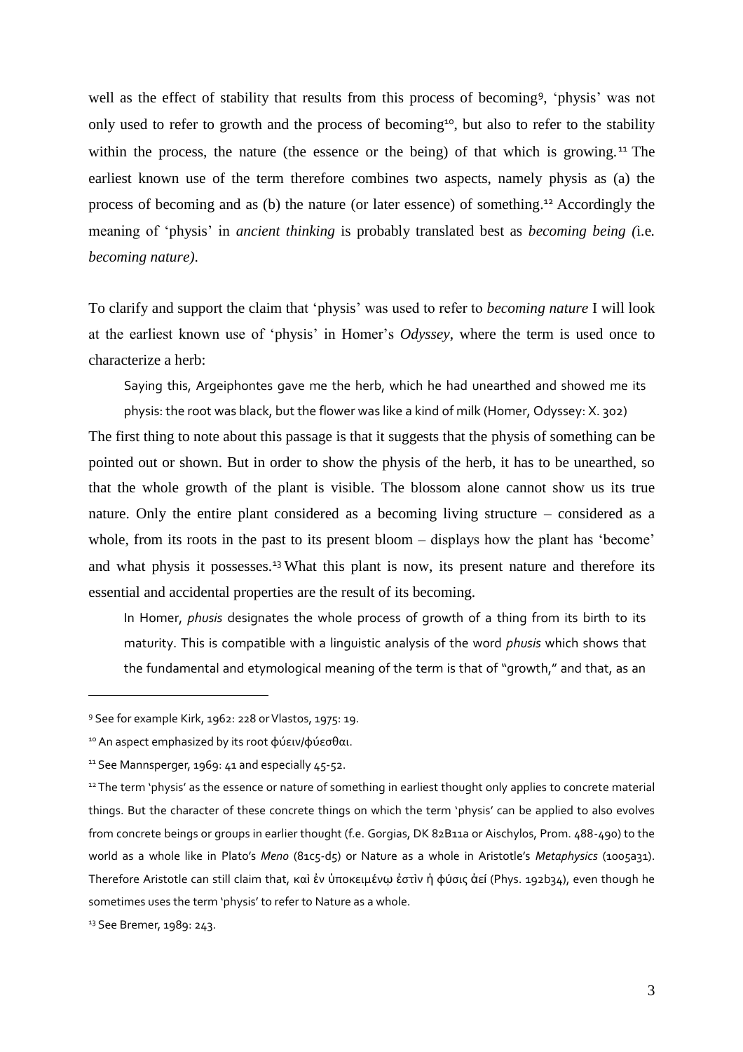well as the effect of stability that results from this process of becoming[9], 'physis' was not only used to refer to growth and the process of becoming[10], but also to refer to the stability within the process, the nature (the essence or the being) of that which is growing.[11] The earliest known use of the term therefore combines two aspects, namely physis as (a) the process of becoming and as (b) the nature (or later essence) of something.[12] Accordingly the meaning of 'physis' in *ancient thinking* is probably translated best as *becoming being (*i.e. *becoming nature)*.

To clarify and support the claim that 'physis' was used to refer to *becoming nature* I will look at the earliest known use of 'physis' in Homer's *Odyssey*, where the term is used once to characterize a herb:

> Saying this, Argeiphontes gave me the herb, which he had unearthed and showed me its physis: the root was black, but the flower was like a kind of milk (Homer, Odyssey: X. 302)

The first thing to note about this passage is that it suggests that the physis of something can be pointed out or shown. But in order to show the physis of the herb, it has to be unearthed, so that the whole growth of the plant is visible. The blossom alone cannot show us its true nature. Only the entire plant considered as a becoming living structure – considered as a whole, from its roots in the past to its present bloom – displays how the plant has 'become' and what physis it possesses.[13] What this plant is now, its present nature and therefore its essential and accidental properties are the result of its becoming.

> In Homer, *phusis* designates the whole process of growth of a thing from its birth to its maturity. This is compatible with a linguistic analysis of the word *phusis* which shows that the fundamental and etymological meaning of the term is that of "growth," and that, as an

---

[9] See for example Kirk, 1962: 228 or Vlastos, 1975: 19.

[10] An aspect emphasized by its root φύειν/φύεσθαι.

[11] See Mannsperger, 1969: 41 and especially 45-52.

[12] The term 'physis' as the essence or nature of something in earliest thought only applies to concrete material things. But the character of these concrete things on which the term 'physis' can be applied to also evolves from concrete beings or groups in earlier thought (f.e. Gorgias, DK 82B11a or Aischylos, Prom. 488-490) to the world as a whole like in Plato's *Meno* (81c5-d5) or Nature as a whole in Aristotle's *Metaphysics* (1005a31). Therefore Aristotle can still claim that, καὶ ἐν ὑποκειμένῳ ἐστὶν ἡ φύσις ἀεί (Phys. 192b34), even though he sometimes uses the term 'physis' to refer to Nature as a whole.

[13] See Bremer, 1989: 243.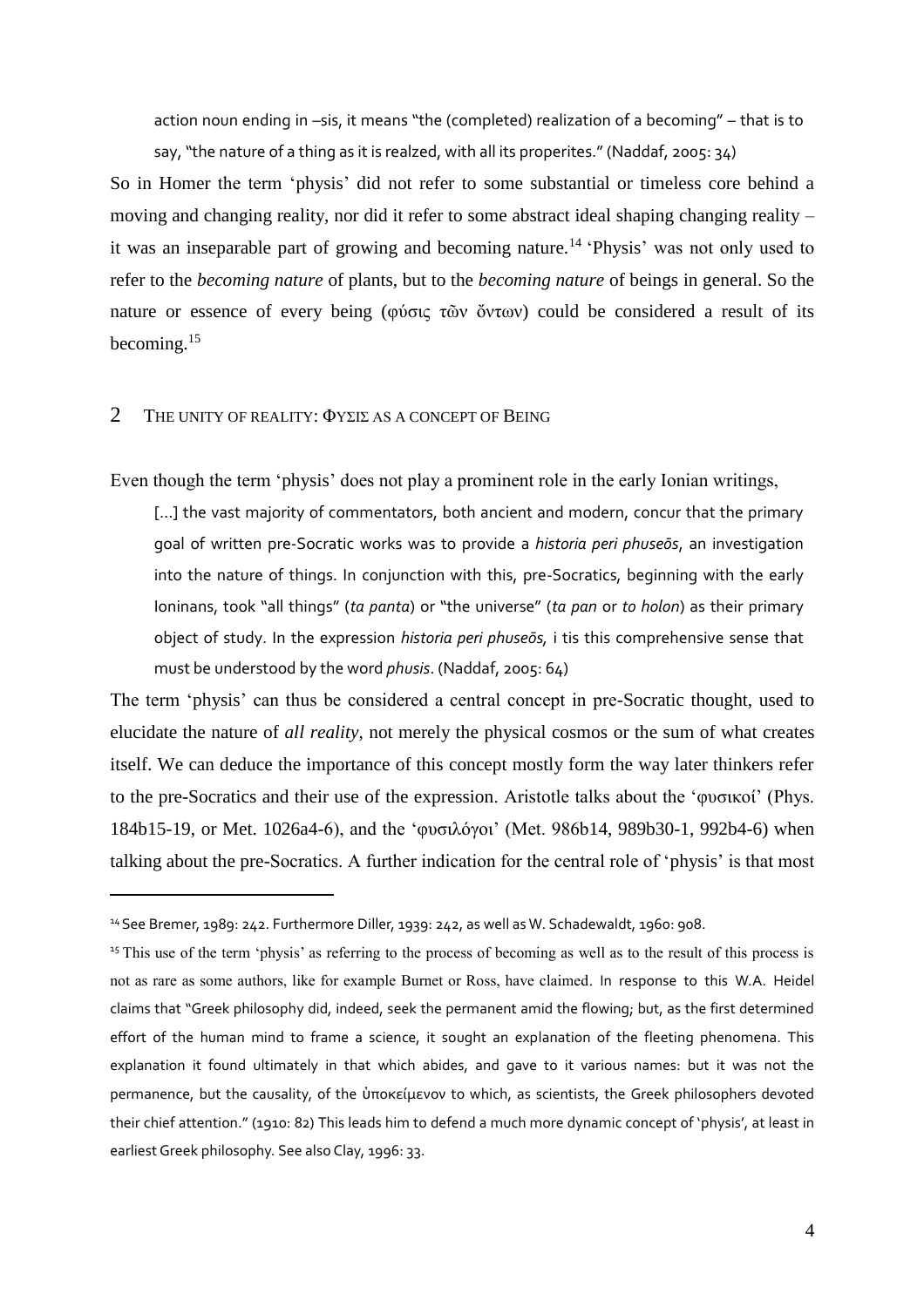action noun ending in –sis, it means "the (completed) realization of a becoming" – that is to say, "the nature of a thing as it is realzed, with all its properites." (Naddaf, 2005: 34)

So in Homer the term 'physis' did not refer to some substantial or timeless core behind a moving and changing reality, nor did it refer to some abstract ideal shaping changing reality – it was an inseparable part of growing and becoming nature.[14] 'Physis' was not only used to refer to the *becoming nature* of plants, but to the *becoming nature* of beings in general. So the nature or essence of every being (φύσις τῶν ὄντων) could be considered a result of its becoming.[15]

## 2 The unity of reality: ΦΥΣΙΣ as a concept of Being

Even though the term 'physis' does not play a prominent role in the early Ionian writings,

> [...] the vast majority of commentators, both ancient and modern, concur that the primary goal of written pre-Socratic works was to provide a *historia peri phuseōs*, an investigation into the nature of things. In conjunction with this, pre-Socratics, beginning with the early Ioninans, took "all things" (*ta panta*) or "the universe" (*ta pan* or *to holon*) as their primary object of study. In the expression *historia peri phuseōs,* i tis this comprehensive sense that must be understood by the word *phusis*. (Naddaf, 2005: 64)

The term 'physis' can thus be considered a central concept in pre-Socratic thought, used to elucidate the nature of *all reality*, not merely the physical cosmos or the sum of what creates itself. We can deduce the importance of this concept mostly form the way later thinkers refer to the pre-Socratics and their use of the expression. Aristotle talks about the 'φυσικοί' (Phys. 184b15-19, or Met. 1026a4-6), and the 'φυσιλόγοι' (Met. 986b14, 989b30-1, 992b4-6) when talking about the pre-Socratics. A further indication for the central role of 'physis' is that most

---

[14] See Bremer, 1989: 242. Furthermore Diller, 1939: 242, as well as W. Schadewaldt, 1960: 908.

[15] This use of the term 'physis' as referring to the process of becoming as well as to the result of this process is not as rare as some authors, like for example Burnet or Ross, have claimed. In response to this W.A. Heidel claims that "Greek philosophy did, indeed, seek the permanent amid the flowing; but, as the first determined effort of the human mind to frame a science, it sought an explanation of the fleeting phenomena. This explanation it found ultimately in that which abides, and gave to it various names: but it was not the permanence, but the causality, of the ὑποκείμενον to which, as scientists, the Greek philosophers devoted their chief attention." (1910: 82) This leads him to defend a much more dynamic concept of 'physis', at least in earliest Greek philosophy. See also Clay, 1996: 33.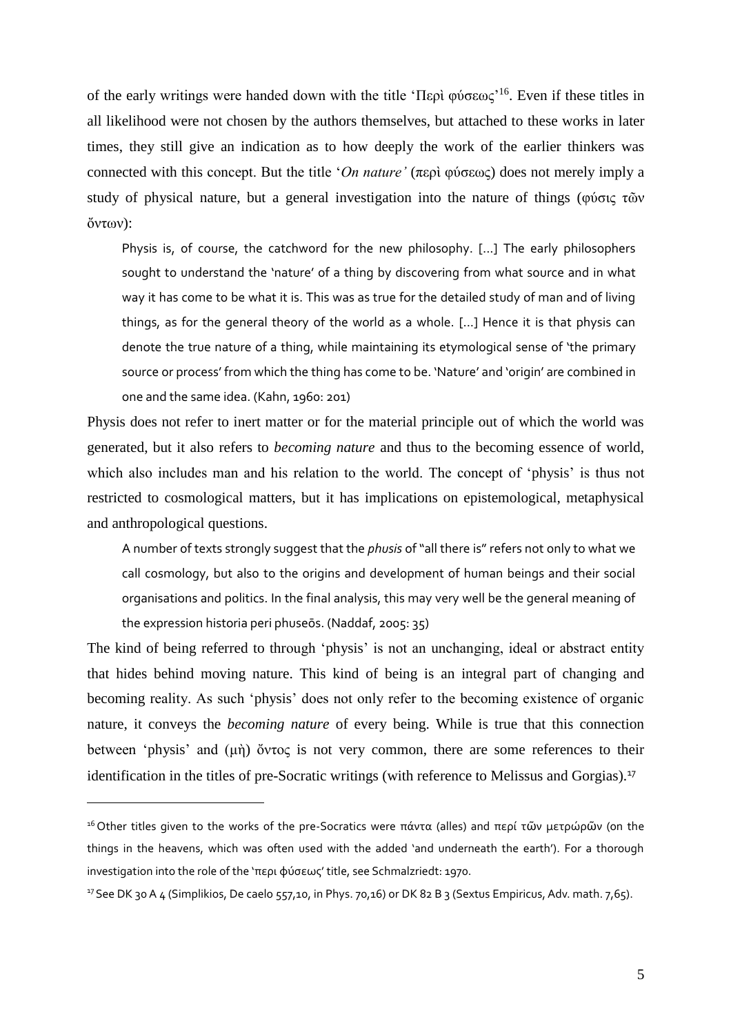of the early writings were handed down with the title 'Περὶ φύσεως'[16]. Even if these titles in all likelihood were not chosen by the authors themselves, but attached to these works in later times, they still give an indication as to how deeply the work of the earlier thinkers was connected with this concept. But the title '*On nature'* (περὶ φύσεως) does not merely imply a study of physical nature, but a general investigation into the nature of things (φύσις τῶν ὄντων):

> Physis is, of course, the catchword for the new philosophy. [...] The early philosophers sought to understand the 'nature' of a thing by discovering from what source and in what way it has come to be what it is. This was as true for the detailed study of man and of living things, as for the general theory of the world as a whole. [...] Hence it is that physis can denote the true nature of a thing, while maintaining its etymological sense of 'the primary source or process' from which the thing has come to be. 'Nature' and 'origin' are combined in one and the same idea. (Kahn, 1960: 201)

Physis does not refer to inert matter or for the material principle out of which the world was generated, but it also refers to *becoming nature* and thus to the becoming essence of world, which also includes man and his relation to the world. The concept of 'physis' is thus not restricted to cosmological matters, but it has implications on epistemological, metaphysical and anthropological questions.

> A number of texts strongly suggest that the *phusis* of "all there is" refers not only to what we call cosmology, but also to the origins and development of human beings and their social organisations and politics. In the final analysis, this may very well be the general meaning of the expression historia peri phuseōs. (Naddaf, 2005: 35)

The kind of being referred to through 'physis' is not an unchanging, ideal or abstract entity that hides behind moving nature. This kind of being is an integral part of changing and becoming reality. As such 'physis' does not only refer to the becoming existence of organic nature, it conveys the *becoming nature* of every being. While is true that this connection between 'physis' and (μὴ) ὄντος is not very common, there are some references to their identification in the titles of pre-Socratic writings (with reference to Melissus and Gorgias).[17]

---

[16] Other titles given to the works of the pre-Socratics were πάντα (alles) and περί τῶν μετρώρῶν (on the things in the heavens, which was often used with the added 'and underneath the earth'). For a thorough investigation into the role of the 'περι φύσεως' title, see Schmalzriedt: 1970.

[17] See DK 30 A 4 (Simplikios, De caelo 557,10, in Phys. 70,16) or DK 82 B 3 (Sextus Empiricus, Adv. math. 7,65).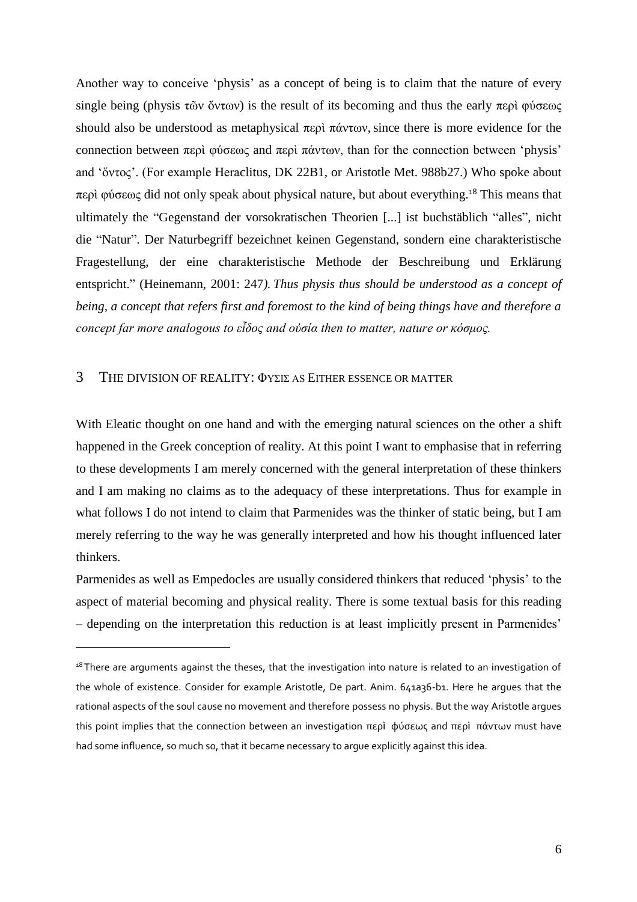Another way to conceive 'physis' as a concept of being is to claim that the nature of every single being (physis τῶν ὄντων) is the result of its becoming and thus the early περὶ φύσεως should also be understood as metaphysical περὶ πάντων, since there is more evidence for the connection between περὶ φύσεως and περὶ πάντων, than for the connection between 'physis' and 'ὄντος'. (For example Heraclitus, DK 22B1, or Aristotle Met. 988b27.) Who spoke about περὶ φύσεως did not only speak about physical nature, but about everything.[18] This means that ultimately the "Gegenstand der vorsokratischen Theorien [...] ist buchstäblich "alles", nicht die "Natur". Der Naturbegriff bezeichnet keinen Gegenstand, sondern eine charakteristische Fragestellung, der eine charakteristische Methode der Beschreibung und Erklärung entspricht." (Heinemann, 2001: 247*). Thus physis thus should be understood as a concept of being, a concept that refers first and foremost to the kind of being things have and therefore a concept far more analogous to εἶδος and οὐσία then to matter, nature or κόσμος.*

## 3 THE DIVISION OF REALITY: ΦΥΣΙΣ AS EITHER ESSENCE OR MATTER

With Eleatic thought on one hand and with the emerging natural sciences on the other a shift happened in the Greek conception of reality. At this point I want to emphasise that in referring to these developments I am merely concerned with the general interpretation of these thinkers and I am making no claims as to the adequacy of these interpretations. Thus for example in what follows I do not intend to claim that Parmenides was the thinker of static being, but I am merely referring to the way he was generally interpreted and how his thought influenced later thinkers.

Parmenides as well as Empedocles are usually considered thinkers that reduced 'physis' to the aspect of material becoming and physical reality. There is some textual basis for this reading – depending on the interpretation this reduction is at least implicitly present in Parmenides'

---

[18] There are arguments against the theses, that the investigation into nature is related to an investigation of the whole of existence. Consider for example Aristotle, De part. Anim. 641a36-b1. Here he argues that the rational aspects of the soul cause no movement and therefore possess no physis. But the way Aristotle argues this point implies that the connection between an investigation περὶ φύσεως and περὶ πάντων must have had some influence, so much so, that it became necessary to argue explicitly against this idea.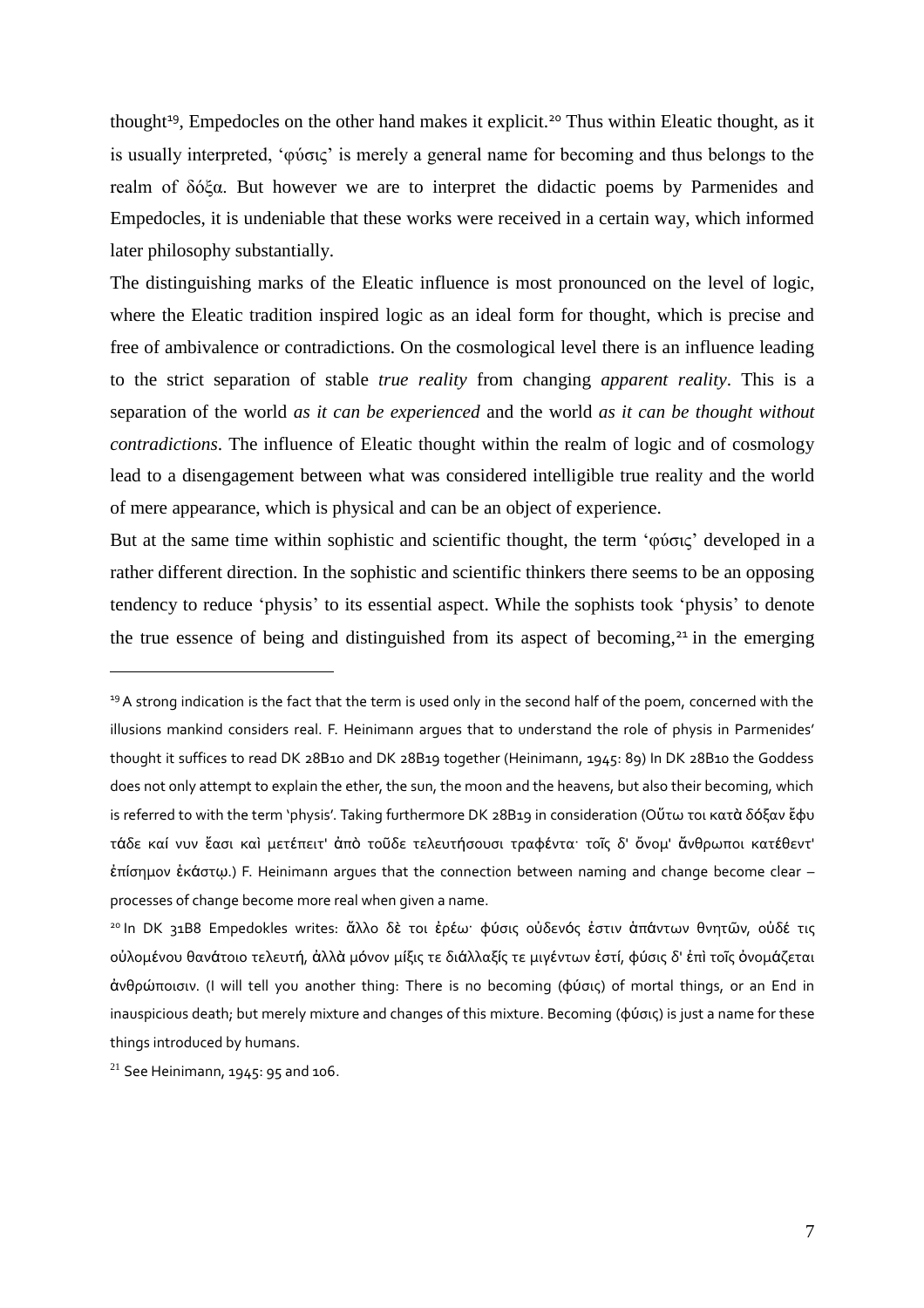thought[19], Empedocles on the other hand makes it explicit.[20] Thus within Eleatic thought, as it is usually interpreted, 'φύσις' is merely a general name for becoming and thus belongs to the realm of δόξα. But however we are to interpret the didactic poems by Parmenides and Empedocles, it is undeniable that these works were received in a certain way, which informed later philosophy substantially.

The distinguishing marks of the Eleatic influence is most pronounced on the level of logic, where the Eleatic tradition inspired logic as an ideal form for thought, which is precise and free of ambivalence or contradictions. On the cosmological level there is an influence leading to the strict separation of stable *true reality* from changing *apparent reality*. This is a separation of the world *as it can be experienced* and the world *as it can be thought without contradictions*. The influence of Eleatic thought within the realm of logic and of cosmology lead to a disengagement between what was considered intelligible true reality and the world of mere appearance, which is physical and can be an object of experience.

But at the same time within sophistic and scientific thought, the term 'φύσις' developed in a rather different direction. In the sophistic and scientific thinkers there seems to be an opposing tendency to reduce 'physis' to its essential aspect. While the sophists took 'physis' to denote the true essence of being and distinguished from its aspect of becoming,[21] in the emerging

---

[19] A strong indication is the fact that the term is used only in the second half of the poem, concerned with the illusions mankind considers real. F. Heinimann argues that to understand the role of physis in Parmenides' thought it suffices to read DK 28B10 and DK 28B19 together (Heinimann, 1945: 89) In DK 28B10 the Goddess does not only attempt to explain the ether, the sun, the moon and the heavens, but also their becoming, which is referred to with the term 'physis'. Taking furthermore DK 28B19 in consideration (Οὕτω τοι κατὰ δόξαν ἔφυ τάδε καί νυν ἔασι καὶ μετέπειτ' ἀπὸ τοῦδε τελευτήσουσι τραφέντα· τοῖς δ' ὄνομ' ἄνθρωποι κατέθεντ' ἐπίσημον ἑκάστῳ.) F. Heinimann argues that the connection between naming and change become clear – processes of change become more real when given a name.

[20] In DK 31B8 Empedokles writes: ἄλλο δὲ τοι ἐρέω· φύσις οὐδενός ἐστιν ἁπάντων θνητῶν, οὐδέ τις οὐλομένου θανάτοιο τελευτή, ἀλλὰ μόνον μίξις τε διάλλαξίς τε μιγέντων ἐστί, φύσις δ' ἐπὶ τοῖς ὀνομάζεται ἀνθρώποισιν. (I will tell you another thing: There is no becoming (φύσις) of mortal things, or an End in inauspicious death; but merely mixture and changes of this mixture. Becoming (φύσις) is just a name for these things introduced by humans.

[21] See Heinimann, 1945: 95 and 106.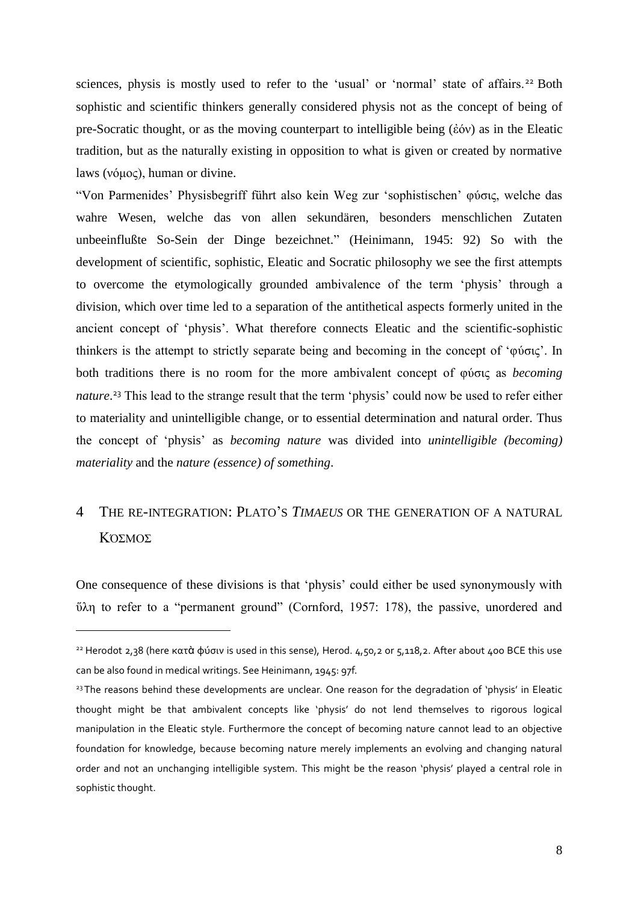sciences, physis is mostly used to refer to the 'usual' or 'normal' state of affairs.[22] Both sophistic and scientific thinkers generally considered physis not as the concept of being of pre-Socratic thought, or as the moving counterpart to intelligible being (ἐόν) as in the Eleatic tradition, but as the naturally existing in opposition to what is given or created by normative laws (νόμος), human or divine.

"Von Parmenides' Physisbegriff führt also kein Weg zur 'sophistischen' φύσις, welche das wahre Wesen, welche das von allen sekundären, besonders menschlichen Zutaten unbeeinflußte So-Sein der Dinge bezeichnet." (Heinimann, 1945: 92) So with the development of scientific, sophistic, Eleatic and Socratic philosophy we see the first attempts to overcome the etymologically grounded ambivalence of the term 'physis' through a division, which over time led to a separation of the antithetical aspects formerly united in the ancient concept of 'physis'. What therefore connects Eleatic and the scientific-sophistic thinkers is the attempt to strictly separate being and becoming in the concept of 'φύσις'. In both traditions there is no room for the more ambivalent concept of φύσις as *becoming nature*.[23] This lead to the strange result that the term 'physis' could now be used to refer either to materiality and unintelligible change, or to essential determination and natural order. Thus the concept of 'physis' as *becoming nature* was divided into *unintelligible (becoming) materiality* and the *nature (essence) of something*.

# 4 The re-integration: Plato's *Timaeus* or the generation of a natural Κόσμος

One consequence of these divisions is that 'physis' could either be used synonymously with ὕλη to refer to a "permanent ground" (Cornford, 1957: 178), the passive, unordered and

---

[22] Herodot 2,38 (here κατὰ φύσιν is used in this sense), Herod. 4,50,2 or 5,118,2. After about 400 BCE this use can be also found in medical writings. See Heinimann, 1945: 97f.

[23] The reasons behind these developments are unclear. One reason for the degradation of 'physis' in Eleatic thought might be that ambivalent concepts like 'physis' do not lend themselves to rigorous logical manipulation in the Eleatic style. Furthermore the concept of becoming nature cannot lead to an objective foundation for knowledge, because becoming nature merely implements an evolving and changing natural order and not an unchanging intelligible system. This might be the reason 'physis' played a central role in sophistic thought.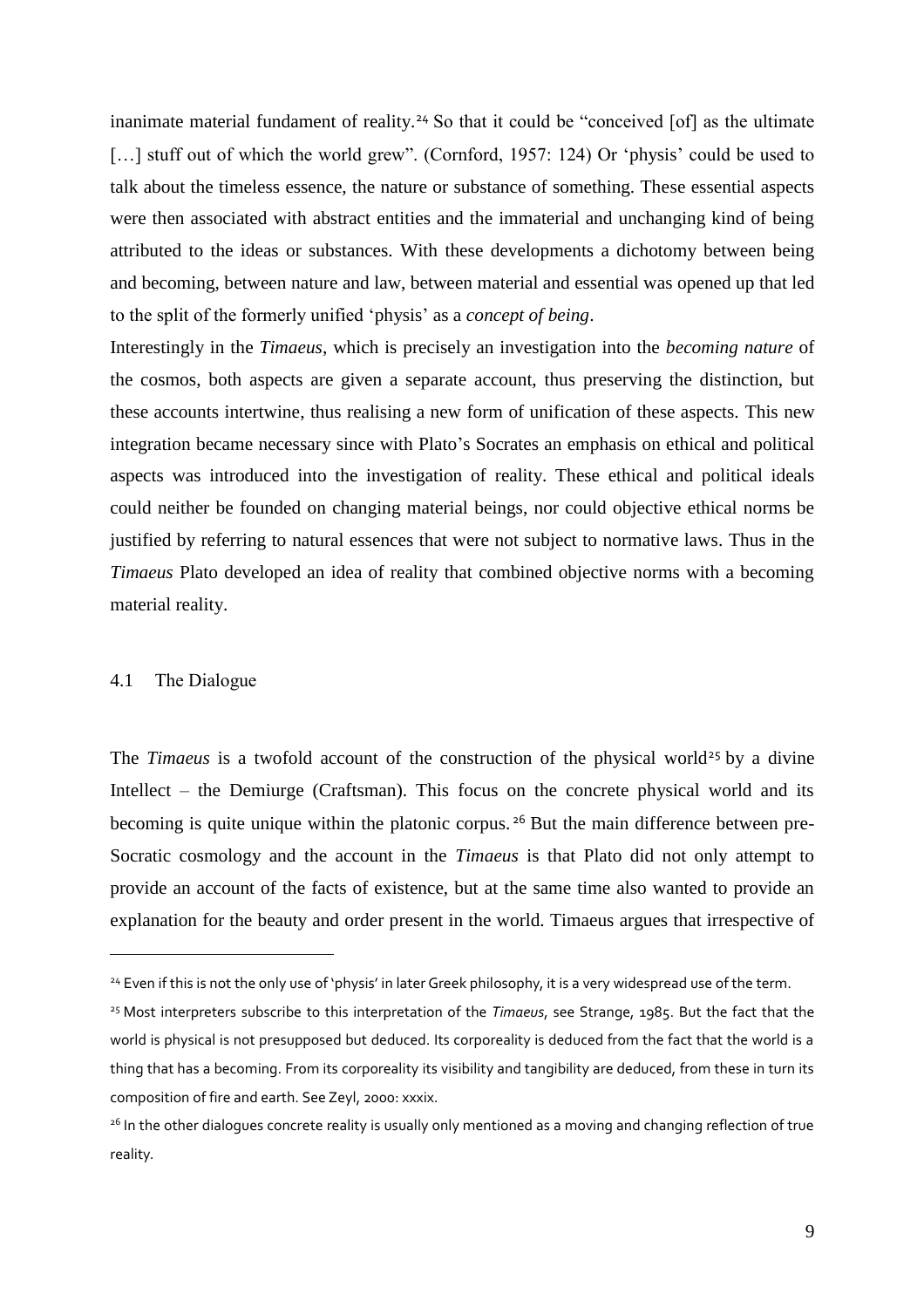inanimate material fundament of reality.[24] So that it could be "conceived [of] as the ultimate […] stuff out of which the world grew". (Cornford, 1957: 124) Or 'physis' could be used to talk about the timeless essence, the nature or substance of something. These essential aspects were then associated with abstract entities and the immaterial and unchanging kind of being attributed to the ideas or substances. With these developments a dichotomy between being and becoming, between nature and law, between material and essential was opened up that led to the split of the formerly unified 'physis' as a *concept of being*.

Interestingly in the *Timaeus*, which is precisely an investigation into the *becoming nature* of the cosmos, both aspects are given a separate account, thus preserving the distinction, but these accounts intertwine, thus realising a new form of unification of these aspects. This new integration became necessary since with Plato's Socrates an emphasis on ethical and political aspects was introduced into the investigation of reality. These ethical and political ideals could neither be founded on changing material beings, nor could objective ethical norms be justified by referring to natural essences that were not subject to normative laws. Thus in the *Timaeus* Plato developed an idea of reality that combined objective norms with a becoming material reality.

## 4.1 The Dialogue

The *Timaeus* is a twofold account of the construction of the physical world[25] by a divine Intellect – the Demiurge (Craftsman). This focus on the concrete physical world and its becoming is quite unique within the platonic corpus.[26] But the main difference between pre-Socratic cosmology and the account in the *Timaeus* is that Plato did not only attempt to provide an account of the facts of existence, but at the same time also wanted to provide an explanation for the beauty and order present in the world. Timaeus argues that irrespective of

---

[24] Even if this is not the only use of 'physis' in later Greek philosophy, it is a very widespread use of the term.

[25] Most interpreters subscribe to this interpretation of the *Timaeus*, see Strange, 1985. But the fact that the world is physical is not presupposed but deduced. Its corporeality is deduced from the fact that the world is a thing that has a becoming. From its corporeality its visibility and tangibility are deduced, from these in turn its composition of fire and earth. See Zeyl, 2000: xxxix.

[26] In the other dialogues concrete reality is usually only mentioned as a moving and changing reflection of true reality.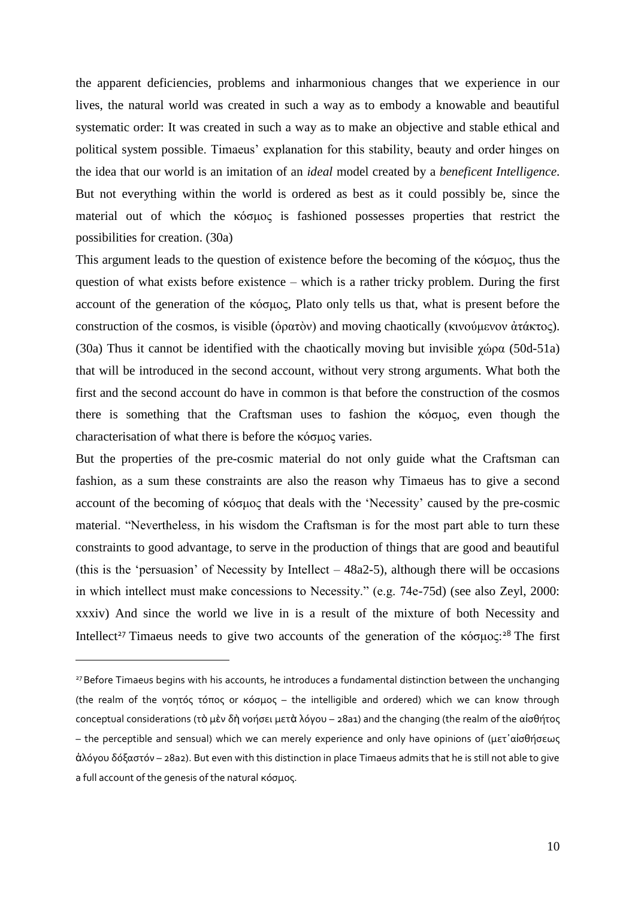the apparent deficiencies, problems and inharmonious changes that we experience in our lives, the natural world was created in such a way as to embody a knowable and beautiful systematic order: It was created in such a way as to make an objective and stable ethical and political system possible. Timaeus' explanation for this stability, beauty and order hinges on the idea that our world is an imitation of an *ideal* model created by a *beneficent Intelligence*. But not everything within the world is ordered as best as it could possibly be, since the material out of which the κόσμος is fashioned possesses properties that restrict the possibilities for creation. (30a)

This argument leads to the question of existence before the becoming of the κόσμος, thus the question of what exists before existence – which is a rather tricky problem. During the first account of the generation of the κόσμος, Plato only tells us that, what is present before the construction of the cosmos, is visible (ὁρατὸν) and moving chaotically (κινούμενον ἀτάκτος). (30a) Thus it cannot be identified with the chaotically moving but invisible χώρα (50d-51a) that will be introduced in the second account, without very strong arguments. What both the first and the second account do have in common is that before the construction of the cosmos there is something that the Craftsman uses to fashion the κόσμος, even though the characterisation of what there is before the κόσμος varies.

But the properties of the pre-cosmic material do not only guide what the Craftsman can fashion, as a sum these constraints are also the reason why Timaeus has to give a second account of the becoming of κόσμος that deals with the 'Necessity' caused by the pre-cosmic material. "Nevertheless, in his wisdom the Craftsman is for the most part able to turn these constraints to good advantage, to serve in the production of things that are good and beautiful (this is the 'persuasion' of Necessity by Intellect – 48a2-5), although there will be occasions in which intellect must make concessions to Necessity." (e.g. 74e-75d) (see also Zeyl, 2000: xxxiv) And since the world we live in is a result of the mixture of both Necessity and Intellect[27] Timaeus needs to give two accounts of the generation of the κόσμος:[28] The first

[27] Before Timaeus begins with his accounts, he introduces a fundamental distinction between the unchanging (the realm of the νοητός τόπος or κόσμος – the intelligible and ordered) which we can know through conceptual considerations (τὸ μὲν δὴ νοήσει μετὰ λόγου – 28a1) and the changing (the realm of the αἰσθήτος – the perceptible and sensual) which we can merely experience and only have opinions of (μετ᾽αἰσθήσεως ἀλόγου δόξαστόν – 28a2). But even with this distinction in place Timaeus admits that he is still not able to give a full account of the genesis of the natural κόσμος.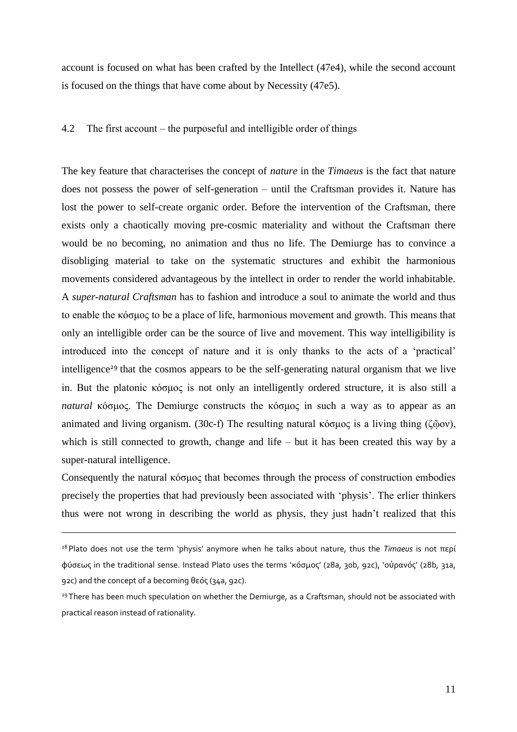account is focused on what has been crafted by the Intellect (47e4), while the second account is focused on the things that have come about by Necessity (47e5).

### 4.2 The first account – the purposeful and intelligible order of things

The key feature that characterises the concept of *nature* in the *Timaeus* is the fact that nature does not possess the power of self-generation – until the Craftsman provides it. Nature has lost the power to self-create organic order. Before the intervention of the Craftsman, there exists only a chaotically moving pre-cosmic materiality and without the Craftsman there would be no becoming, no animation and thus no life. The Demiurge has to convince a disobliging material to take on the systematic structures and exhibit the harmonious movements considered advantageous by the intellect in order to render the world inhabitable. A *super-natural Craftsman* has to fashion and introduce a soul to animate the world and thus to enable the κόσμος to be a place of life, harmonious movement and growth. This means that only an intelligible order can be the source of live and movement. This way intelligibility is introduced into the concept of nature and it is only thanks to the acts of a 'practical' intelligence[29] that the cosmos appears to be the self-generating natural organism that we live in. But the platonic κόσμος is not only an intelligently ordered structure, it is also still a *natural* κόσμος. The Demiurge constructs the κόσμος in such a way as to appear as an animated and living organism. (30c-f) The resulting natural κόσμος is a living thing (ζῷον), which is still connected to growth, change and life – but it has been created this way by a super-natural intelligence.

Consequently the natural κόσμος that becomes through the process of construction embodies precisely the properties that had previously been associated with 'physis'. The erlier thinkers thus were not wrong in describing the world as physis, they just hadn't realized that this

---

[28] Plato does not use the term 'physis' anymore when he talks about nature, thus the *Timaeus* is not περί φύσεως in the traditional sense. Instead Plato uses the terms 'κόσμος' (28a, 30b, 92c), 'οὐρανός' (28b, 31a, 92c) and the concept of a becoming θεός (34a, 92c).

[29] There has been much speculation on whether the Demiurge, as a Craftsman, should not be associated with practical reason instead of rationality.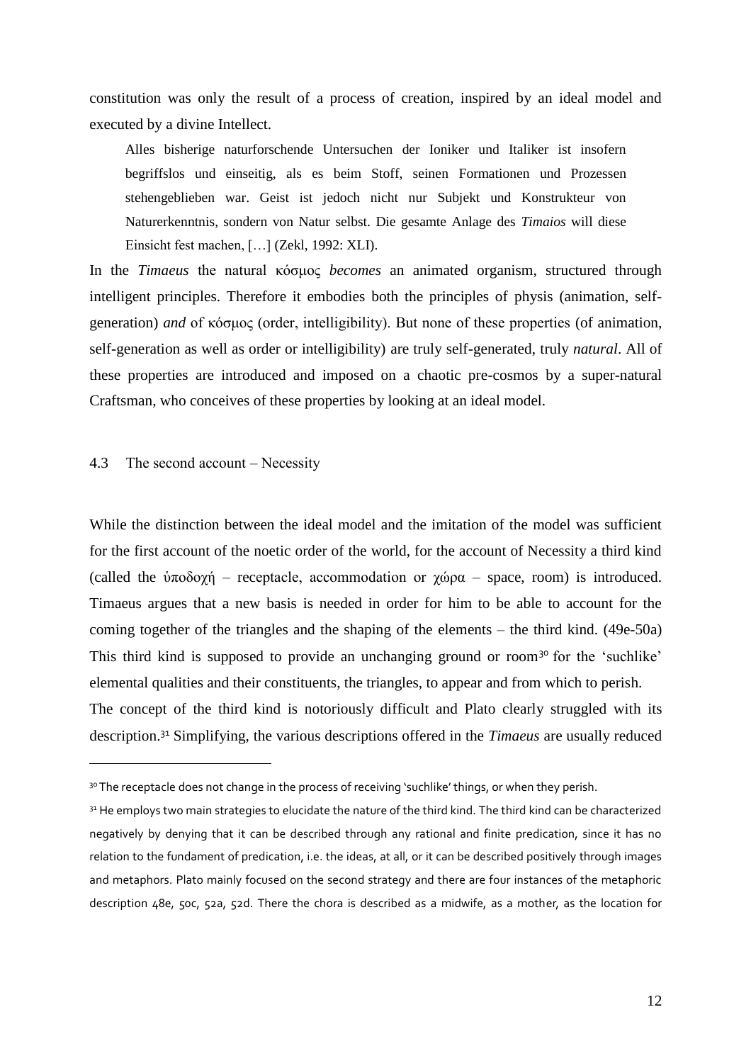constitution was only the result of a process of creation, inspired by an ideal model and executed by a divine Intellect.

> Alles bisherige naturforschende Untersuchen der Ioniker und Italiker ist insofern begriffslos und einseitig, als es beim Stoff, seinen Formationen und Prozessen stehengeblieben war. Geist ist jedoch nicht nur Subjekt und Konstrukteur von Naturerkenntnis, sondern von Natur selbst. Die gesamte Anlage des *Timaios* will diese Einsicht fest machen, […] (Zekl, 1992: XLI).

In the *Timaeus* the natural κόσμος *becomes* an animated organism, structured through intelligent principles. Therefore it embodies both the principles of physis (animation, self-generation) *and* of κόσμος (order, intelligibility). But none of these properties (of animation, self-generation as well as order or intelligibility) are truly self-generated, truly *natural*. All of these properties are introduced and imposed on a chaotic pre-cosmos by a super-natural Craftsman, who conceives of these properties by looking at an ideal model.

### 4.3 The second account – Necessity

While the distinction between the ideal model and the imitation of the model was sufficient for the first account of the noetic order of the world, for the account of Necessity a third kind (called the ὑποδοχή – receptacle, accommodation or χώρα – space, room) is introduced. Timaeus argues that a new basis is needed in order for him to be able to account for the coming together of the triangles and the shaping of the elements – the third kind. (49e-50a) This third kind is supposed to provide an unchanging ground or room[30] for the 'suchlike' elemental qualities and their constituents, the triangles, to appear and from which to perish.
The concept of the third kind is notoriously difficult and Plato clearly struggled with its description.[31] Simplifying, the various descriptions offered in the *Timaeus* are usually reduced

---

[30] The receptacle does not change in the process of receiving 'suchlike' things, or when they perish.

[31] He employs two main strategies to elucidate the nature of the third kind. The third kind can be characterized negatively by denying that it can be described through any rational and finite predication, since it has no relation to the fundament of predication, i.e. the ideas, at all, or it can be described positively through images and metaphors. Plato mainly focused on the second strategy and there are four instances of the metaphoric description 48e, 50c, 52a, 52d. There the chora is described as a midwife, as a mother, as the location for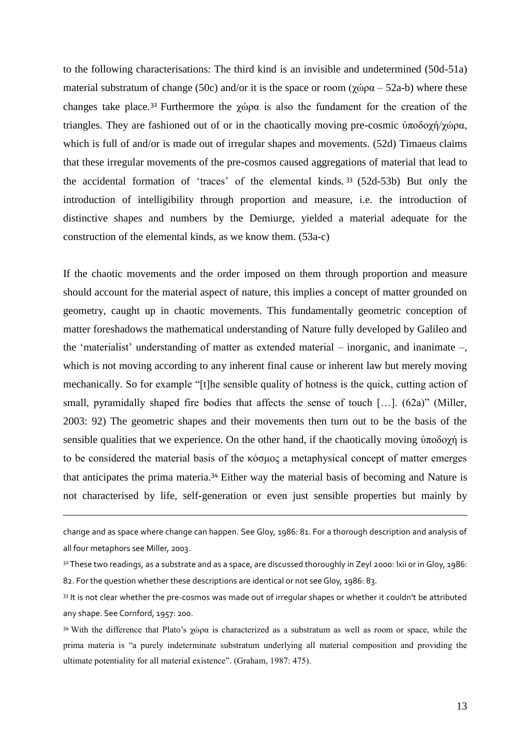to the following characterisations: The third kind is an invisible and undetermined (50d-51a) material substratum of change (50c) and/or it is the space or room (χώρα – 52a-b) where these changes take place.[32] Furthermore the χώρα is also the fundament for the creation of the triangles. They are fashioned out of or in the chaotically moving pre-cosmic ὑποδοχή/χώρα, which is full of and/or is made out of irregular shapes and movements. (52d) Timaeus claims that these irregular movements of the pre-cosmos caused aggregations of material that lead to the accidental formation of 'traces' of the elemental kinds.[33] (52d-53b) But only the introduction of intelligibility through proportion and measure, i.e. the introduction of distinctive shapes and numbers by the Demiurge, yielded a material adequate for the construction of the elemental kinds, as we know them. (53a-c)

If the chaotic movements and the order imposed on them through proportion and measure should account for the material aspect of nature, this implies a concept of matter grounded on geometry, caught up in chaotic movements. This fundamentally geometric conception of matter foreshadows the mathematical understanding of Nature fully developed by Galileo and the 'materialist' understanding of matter as extended material – inorganic, and inanimate –, which is not moving according to any inherent final cause or inherent law but merely moving mechanically. So for example "[t]he sensible quality of hotness is the quick, cutting action of small, pyramidally shaped fire bodies that affects the sense of touch […]. (62a)" (Miller, 2003: 92) The geometric shapes and their movements then turn out to be the basis of the sensible qualities that we experience. On the other hand, if the chaotically moving ὑποδοχή is to be considered the material basis of the κόσμος a metaphysical concept of matter emerges that anticipates the prima materia.[34] Either way the material basis of becoming and Nature is not characterised by life, self-generation or even just sensible properties but mainly by

---

change and as space where change can happen. See Gloy, 1986: 81. For a thorough description and analysis of all four metaphors see Miller, 2003.

[32] These two readings, as a substrate and as a space, are discussed thoroughly in Zeyl 2000: lxii or in Gloy, 1986: 82. For the question whether these descriptions are identical or not see Gloy, 1986: 83.

[33] It is not clear whether the pre-cosmos was made out of irregular shapes or whether it couldn't be attributed any shape. See Cornford, 1957: 200.

[34] With the difference that Plato's χώρα is characterized as a substratum as well as room or space, while the prima materia is "a purely indeterminate substratum underlying all material composition and providing the ultimate potentiality for all material existence". (Graham, 1987: 475).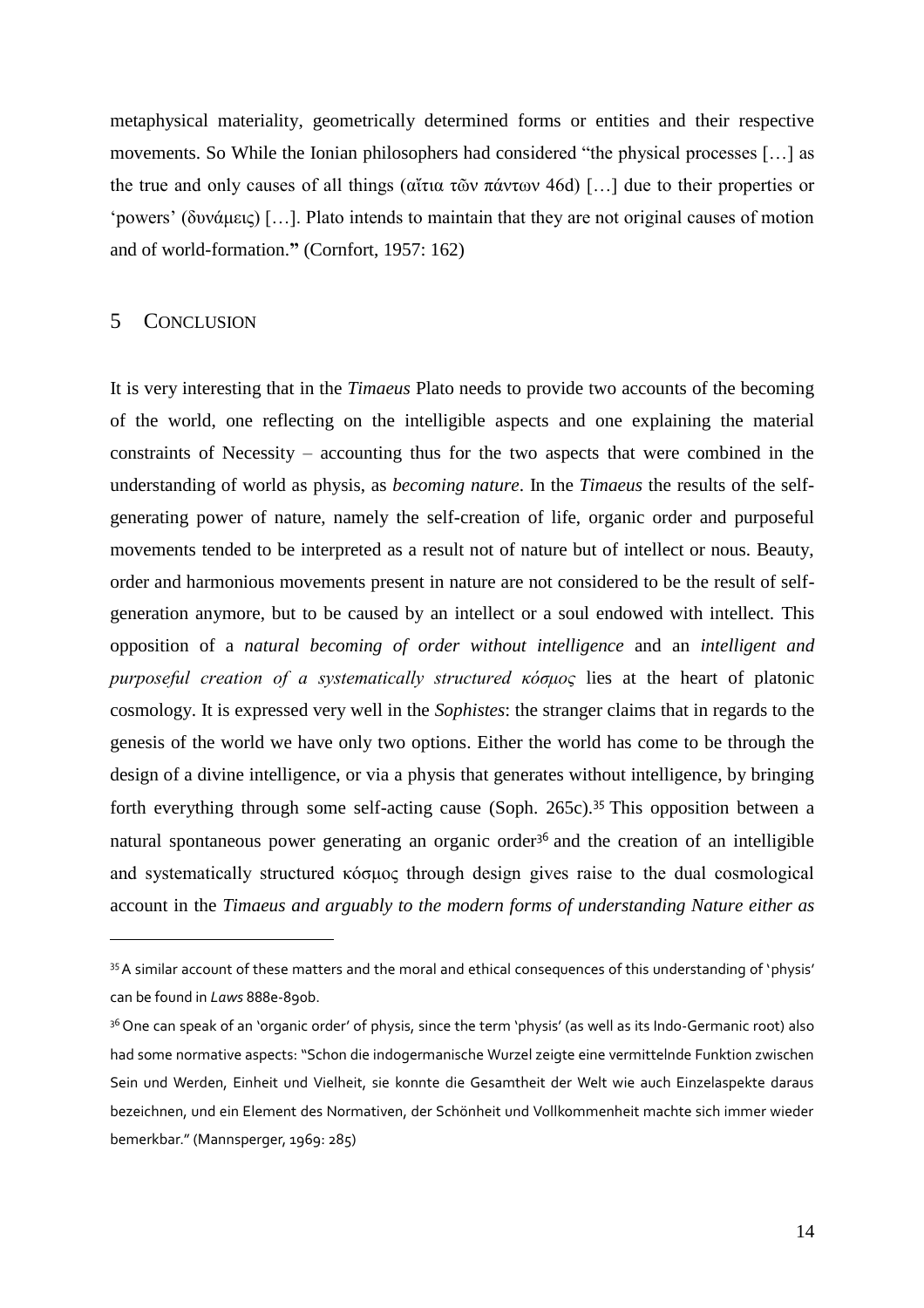metaphysical materiality, geometrically determined forms or entities and their respective movements. So While the Ionian philosophers had considered "the physical processes […] as the true and only causes of all things (αἴτια τῶν πάντων 46d) […] due to their properties or 'powers' (δυνάμεις) […]. Plato intends to maintain that they are not original causes of motion and of world-formation.**"** (Cornfort, 1957: 162)

## 5 CONCLUSION

It is very interesting that in the *Timaeus* Plato needs to provide two accounts of the becoming of the world, one reflecting on the intelligible aspects and one explaining the material constraints of Necessity – accounting thus for the two aspects that were combined in the understanding of world as physis, as *becoming nature*. In the *Timaeus* the results of the self-generating power of nature, namely the self-creation of life, organic order and purposeful movements tended to be interpreted as a result not of nature but of intellect or nous. Beauty, order and harmonious movements present in nature are not considered to be the result of self-generation anymore, but to be caused by an intellect or a soul endowed with intellect. This opposition of a *natural becoming of order without intelligence* and an *intelligent and purposeful creation of a systematically structured κόσμος* lies at the heart of platonic cosmology. It is expressed very well in the *Sophistes*: the stranger claims that in regards to the genesis of the world we have only two options. Either the world has come to be through the design of a divine intelligence, or via a physis that generates without intelligence, by bringing forth everything through some self-acting cause (Soph. 265c).[35] This opposition between a natural spontaneous power generating an organic order[36] and the creation of an intelligible and systematically structured κόσμος through design gives raise to the dual cosmological account in the *Timaeus and arguably to the modern forms of understanding Nature either as*

[35] A similar account of these matters and the moral and ethical consequences of this understanding of 'physis' can be found in *Laws* 888e-890b.

[36] One can speak of an 'organic order' of physis, since the term 'physis' (as well as its Indo-Germanic root) also had some normative aspects: "Schon die indogermanische Wurzel zeigte eine vermittelnde Funktion zwischen Sein und Werden, Einheit und Vielheit, sie konnte die Gesamtheit der Welt wie auch Einzelaspekte daraus bezeichnen, und ein Element des Normativen, der Schönheit und Vollkommenheit machte sich immer wieder bemerkbar." (Mannsperger, 1969: 285)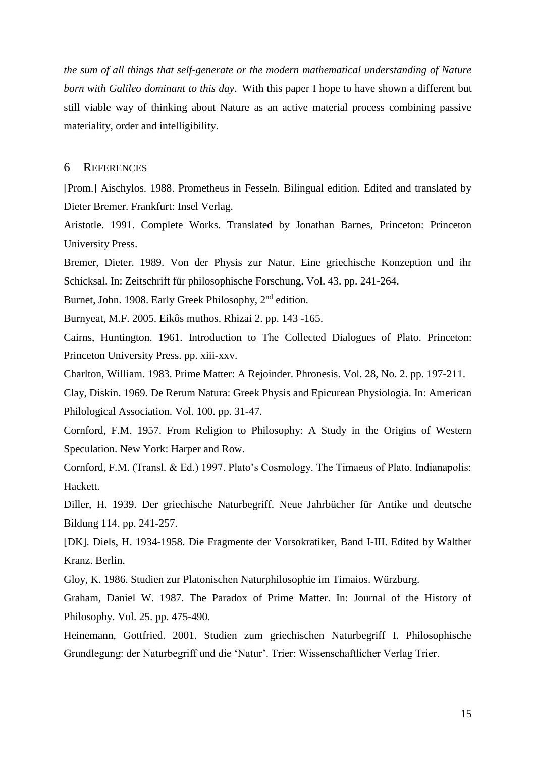*the sum of all things that self-generate or the modern mathematical understanding of Nature born with Galileo dominant to this day*. With this paper I hope to have shown a different but still viable way of thinking about Nature as an active material process combining passive materiality, order and intelligibility.

## 6 References

[Prom.] Aischylos. 1988. Prometheus in Fesseln. Bilingual edition. Edited and translated by Dieter Bremer. Frankfurt: Insel Verlag.

Aristotle. 1991. Complete Works. Translated by Jonathan Barnes, Princeton: Princeton University Press.

Bremer, Dieter. 1989. Von der Physis zur Natur. Eine griechische Konzeption und ihr Schicksal. In: Zeitschrift für philosophische Forschung. Vol. 43. pp. 241-264.

Burnet, John. 1908. Early Greek Philosophy, 2nd edition.

Burnyeat, M.F. 2005. Eikôs muthos. Rhizai 2. pp. 143 -165.

Cairns, Huntington. 1961. Introduction to The Collected Dialogues of Plato. Princeton: Princeton University Press. pp. xiii-xxv.

Charlton, William. 1983. Prime Matter: A Rejoinder. Phronesis. Vol. 28, No. 2. pp. 197-211.

Clay, Diskin. 1969. De Rerum Natura: Greek Physis and Epicurean Physiologia. In: American Philological Association. Vol. 100. pp. 31-47.

Cornford, F.M. 1957. From Religion to Philosophy: A Study in the Origins of Western Speculation. New York: Harper and Row.

Cornford, F.M. (Transl. & Ed.) 1997. Plato's Cosmology. The Timaeus of Plato. Indianapolis: Hackett.

Diller, H. 1939. Der griechische Naturbegriff. Neue Jahrbücher für Antike und deutsche Bildung 114. pp. 241-257.

[DK]. Diels, H. 1934-1958. Die Fragmente der Vorsokratiker, Band I-III. Edited by Walther Kranz. Berlin.

Gloy, K. 1986. Studien zur Platonischen Naturphilosophie im Timaios. Würzburg.

Graham, Daniel W. 1987. The Paradox of Prime Matter. In: Journal of the History of Philosophy. Vol. 25. pp. 475-490.

Heinemann, Gottfried. 2001. Studien zum griechischen Naturbegriff I. Philosophische Grundlegung: der Naturbegriff und die 'Natur'. Trier: Wissenschaftlicher Verlag Trier.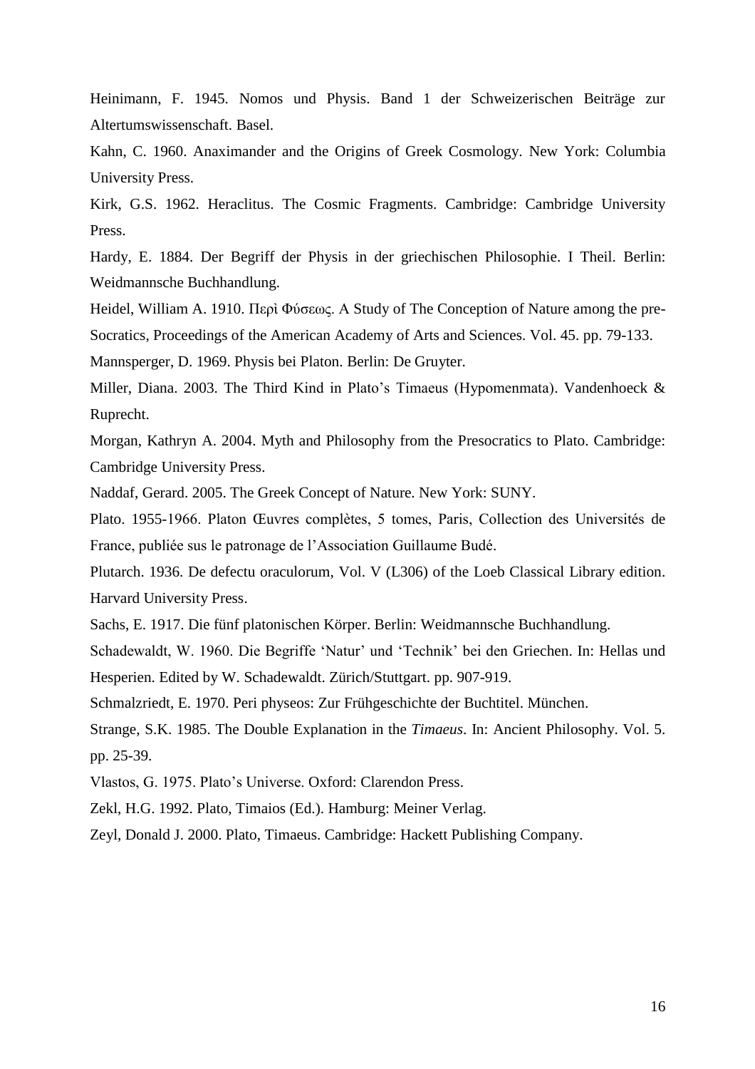Heinimann, F. 1945. Nomos und Physis. Band 1 der Schweizerischen Beiträge zur Altertumswissenschaft. Basel.

Kahn, C. 1960. Anaximander and the Origins of Greek Cosmology. New York: Columbia University Press.

Kirk, G.S. 1962. Heraclitus. The Cosmic Fragments. Cambridge: Cambridge University Press.

Hardy, E. 1884. Der Begriff der Physis in der griechischen Philosophie. I Theil. Berlin: Weidmannsche Buchhandlung.

Heidel, William A. 1910. Περὶ Φύσεως. A Study of The Conception of Nature among the pre-Socratics, Proceedings of the American Academy of Arts and Sciences. Vol. 45. pp. 79-133.

Mannsperger, D. 1969. Physis bei Platon. Berlin: De Gruyter.

Miller, Diana. 2003. The Third Kind in Plato's Timaeus (Hypomenmata). Vandenhoeck & Ruprecht.

Morgan, Kathryn A. 2004. Myth and Philosophy from the Presocratics to Plato. Cambridge: Cambridge University Press.

Naddaf, Gerard. 2005. The Greek Concept of Nature. New York: SUNY.

Plato. 1955-1966. Platon Œuvres complètes, 5 tomes, Paris, Collection des Universités de France, publiée sus le patronage de l'Association Guillaume Budé.

Plutarch. 1936. De defectu oraculorum, Vol. V (L306) of the Loeb Classical Library edition. Harvard University Press.

Sachs, E. 1917. Die fünf platonischen Körper. Berlin: Weidmannsche Buchhandlung.

Schadewaldt, W. 1960. Die Begriffe 'Natur' und 'Technik' bei den Griechen. In: Hellas und Hesperien. Edited by W. Schadewaldt. Zürich/Stuttgart. pp. 907-919.

Schmalzriedt, E. 1970. Peri physeos: Zur Frühgeschichte der Buchtitel. München.

Strange, S.K. 1985. The Double Explanation in the *Timaeus*. In: Ancient Philosophy. Vol. 5. pp. 25-39.

Vlastos, G. 1975. Plato's Universe. Oxford: Clarendon Press.

Zekl, H.G. 1992. Plato, Timaios (Ed.). Hamburg: Meiner Verlag.

Zeyl, Donald J. 2000. Plato, Timaeus. Cambridge: Hackett Publishing Company.